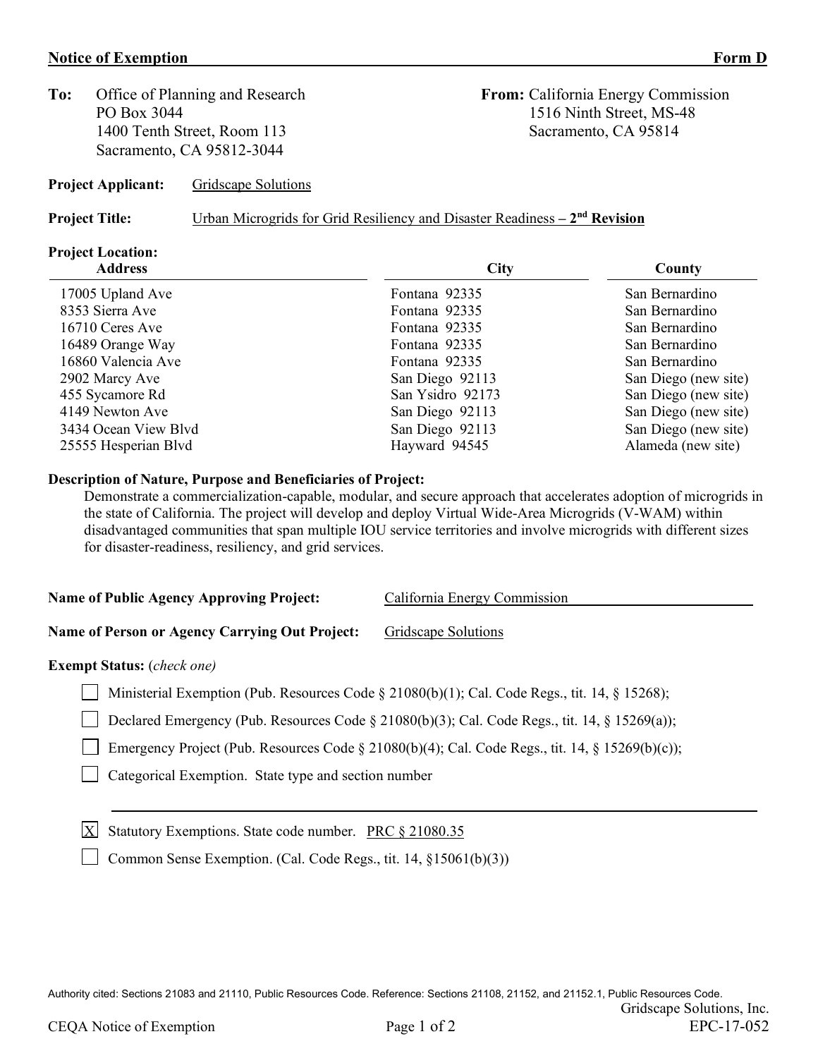**Notice of Exemption** **Form D**

**To:** Office of Planning and Research
PO Box 3044
1400 Tenth Street, Room 113
Sacramento, CA 95812-3044

**From:** California Energy Commission
1516 Ninth Street, MS-48
Sacramento, CA 95814

**Project Applicant:** Gridscape Solutions

**Project Title:** Urban Microgrids for Grid Resiliency and Disaster Readiness – **2nd Revision**

**Project Location:**

| Address | City | County |
|---|---|---|
| 17005 Upland Ave | Fontana 92335 | San Bernardino |
| 8353 Sierra Ave | Fontana 92335 | San Bernardino |
| 16710 Ceres Ave | Fontana 92335 | San Bernardino |
| 16489 Orange Way | Fontana 92335 | San Bernardino |
| 16860 Valencia Ave | Fontana 92335 | San Bernardino |
| 2902 Marcy Ave | San Diego 92113 | San Diego (new site) |
| 455 Sycamore Rd | San Ysidro 92173 | San Diego (new site) |
| 4149 Newton Ave | San Diego 92113 | San Diego (new site) |
| 3434 Ocean View Blvd | San Diego 92113 | San Diego (new site) |
| 25555 Hesperian Blvd | Hayward 94545 | Alameda (new site) |

**Description of Nature, Purpose and Beneficiaries of Project:**

Demonstrate a commercialization-capable, modular, and secure approach that accelerates adoption of microgrids in the state of California. The project will develop and deploy Virtual Wide-Area Microgrids (V-WAM) within disadvantaged communities that span multiple IOU service territories and involve microgrids with different sizes for disaster-readiness, resiliency, and grid services.

**Name of Public Agency Approving Project:** California Energy Commission

**Name of Person or Agency Carrying Out Project:** Gridscape Solutions

**Exempt Status:** (*check one*)

- [ ] Ministerial Exemption (Pub. Resources Code § 21080(b)(1); Cal. Code Regs., tit. 14, § 15268);
- [ ] Declared Emergency (Pub. Resources Code § 21080(b)(3); Cal. Code Regs., tit. 14, § 15269(a));
- [ ] Emergency Project (Pub. Resources Code § 21080(b)(4); Cal. Code Regs., tit. 14, § 15269(b)(c));
- [ ] Categorical Exemption. State type and section number
- [X] Statutory Exemptions. State code number. PRC § 21080.35
- [ ] Common Sense Exemption. (Cal. Code Regs., tit. 14, §15061(b)(3))

Authority cited: Sections 21083 and 21110, Public Resources Code. Reference: Sections 21108, 21152, and 21152.1, Public Resources Code.

Gridscape Solutions, Inc.
EPC-17-052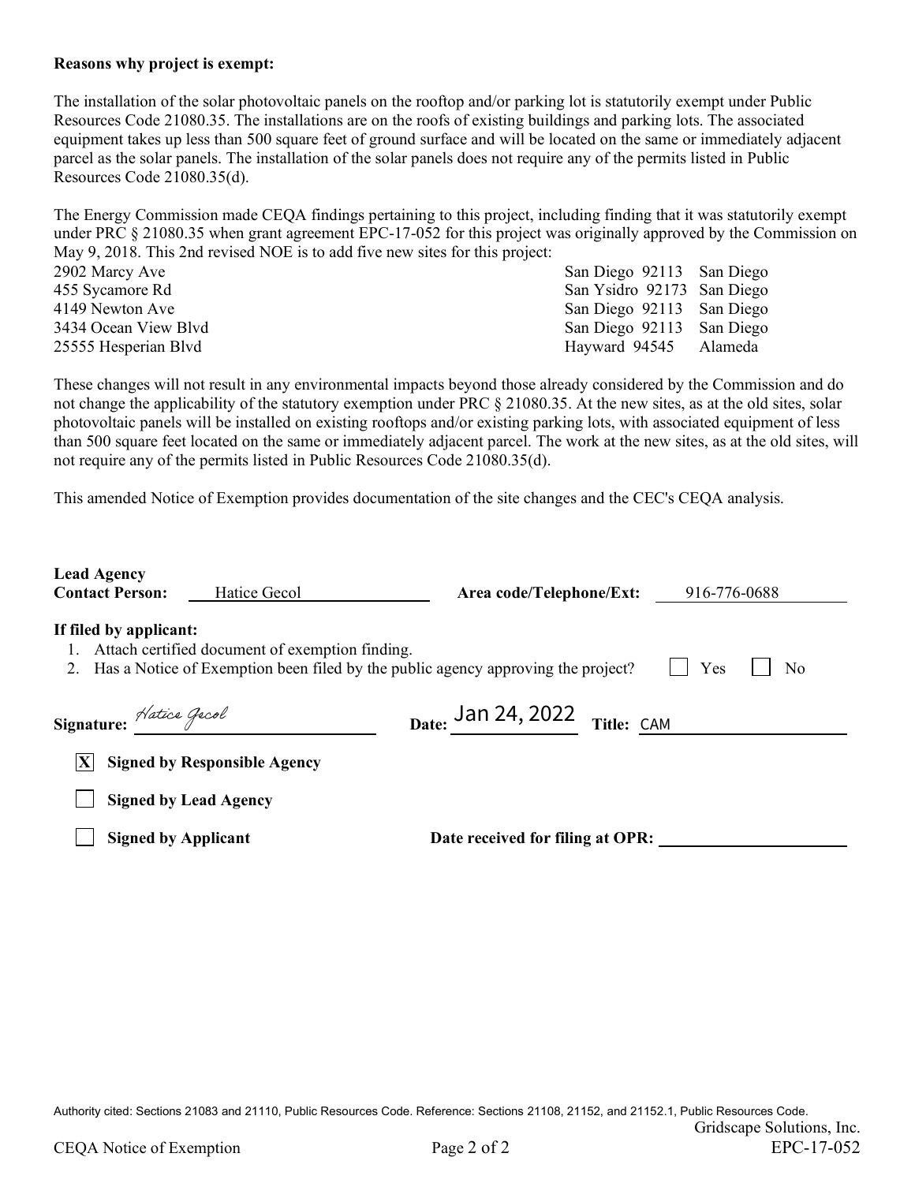**Reasons why project is exempt:**

The installation of the solar photovoltaic panels on the rooftop and/or parking lot is statutorily exempt under Public Resources Code 21080.35. The installations are on the roofs of existing buildings and parking lots. The associated equipment takes up less than 500 square feet of ground surface and will be located on the same or immediately adjacent parcel as the solar panels. The installation of the solar panels does not require any of the permits listed in Public Resources Code 21080.35(d).

The Energy Commission made CEQA findings pertaining to this project, including finding that it was statutorily exempt under PRC § 21080.35 when grant agreement EPC-17-052 for this project was originally approved by the Commission on May 9, 2018. This 2nd revised NOE is to add five new sites for this project:

| | | |
|---|---|---|
| 2902 Marcy Ave | San Diego 92113 | San Diego |
| 455 Sycamore Rd | San Ysidro 92173 | San Diego |
| 4149 Newton Ave | San Diego 92113 | San Diego |
| 3434 Ocean View Blvd | San Diego 92113 | San Diego |
| 25555 Hesperian Blvd | Hayward 94545 | Alameda |

These changes will not result in any environmental impacts beyond those already considered by the Commission and do not change the applicability of the statutory exemption under PRC § 21080.35. At the new sites, as at the old sites, solar photovoltaic panels will be installed on existing rooftops and/or existing parking lots, with associated equipment of less than 500 square feet located on the same or immediately adjacent parcel. The work at the new sites, as at the old sites, will not require any of the permits listed in Public Resources Code 21080.35(d).

This amended Notice of Exemption provides documentation of the site changes and the CEC's CEQA analysis.

**Lead Agency**
**Contact Person:** Hatice Gecol **Area code/Telephone/Ext:** 916-776-0688

**If filed by applicant:**

1. Attach certified document of exemption finding.
2. Has a Notice of Exemption been filed by the public agency approving the project? ☐ Yes ☐ No

**Signature:** *Hatice Gecol* **Date:** Jan 24, 2022 **Title:** CAM

☒ **Signed by Responsible Agency**

☐ **Signed by Lead Agency**

☐ **Signed by Applicant** **Date received for filing at OPR:** ____________

Authority cited: Sections 21083 and 21110, Public Resources Code. Reference: Sections 21108, 21152, and 21152.1, Public Resources Code.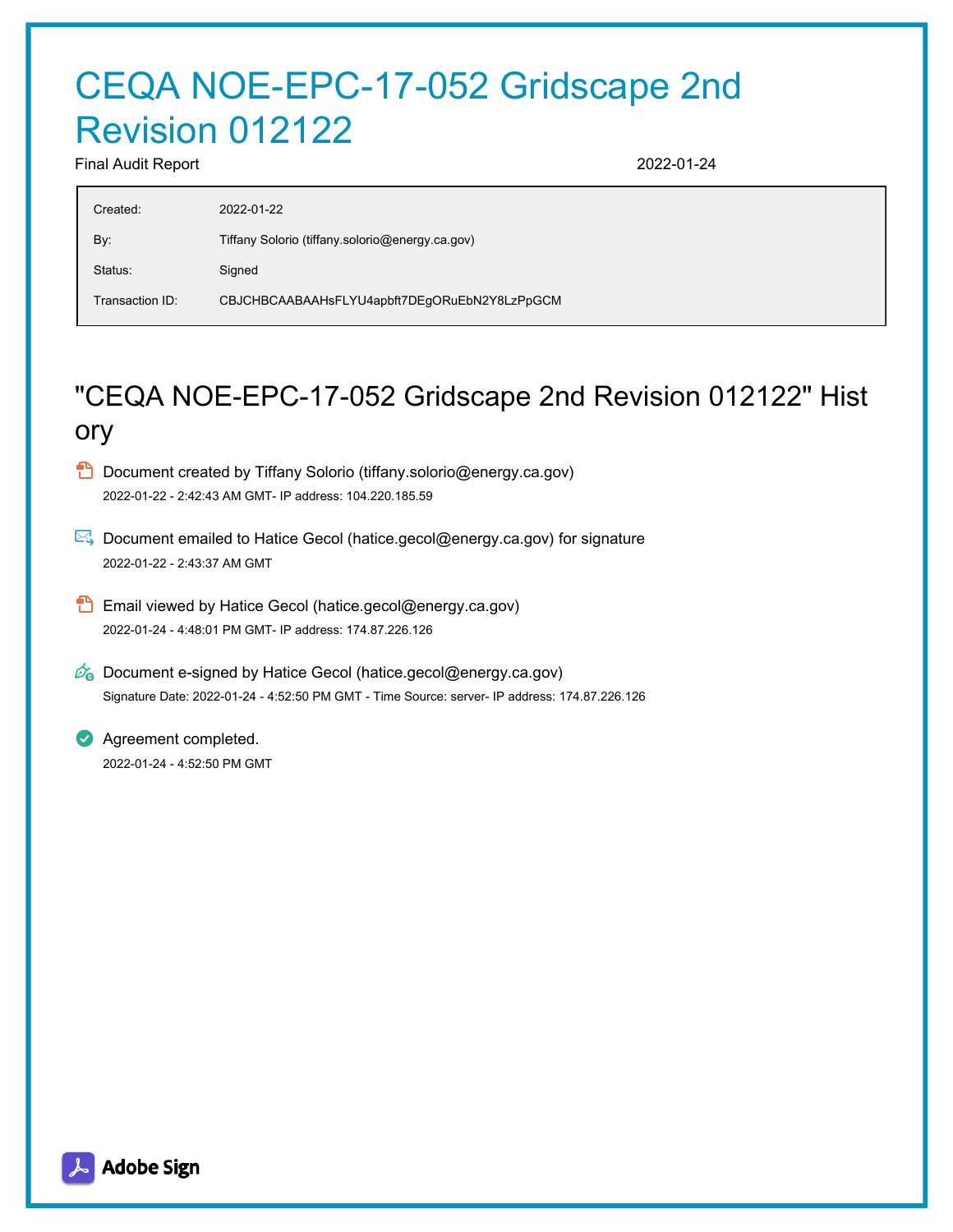# CEQA NOE-EPC-17-052 Gridscape 2nd Revision 012122

Final Audit Report 2022-01-24

| | |
|---|---|
| Created: | 2022-01-22 |
| By: | Tiffany Solorio (tiffany.solorio@energy.ca.gov) |
| Status: | Signed |
| Transaction ID: | CBJCHBCAABAAHsFLYU4apbft7DEgORuEbN2Y8LzPpGCM |

## "CEQA NOE-EPC-17-052 Gridscape 2nd Revision 012122" History

- Document created by Tiffany Solorio (tiffany.solorio@energy.ca.gov)
  2022-01-22 - 2:42:43 AM GMT- IP address: 104.220.185.59

- Document emailed to Hatice Gecol (hatice.gecol@energy.ca.gov) for signature
  2022-01-22 - 2:43:37 AM GMT

- Email viewed by Hatice Gecol (hatice.gecol@energy.ca.gov)
  2022-01-24 - 4:48:01 PM GMT- IP address: 174.87.226.126

- Document e-signed by Hatice Gecol (hatice.gecol@energy.ca.gov)
  Signature Date: 2022-01-24 - 4:52:50 PM GMT - Time Source: server- IP address: 174.87.226.126

- Agreement completed.
  2022-01-24 - 4:52:50 PM GMT

Adobe Sign